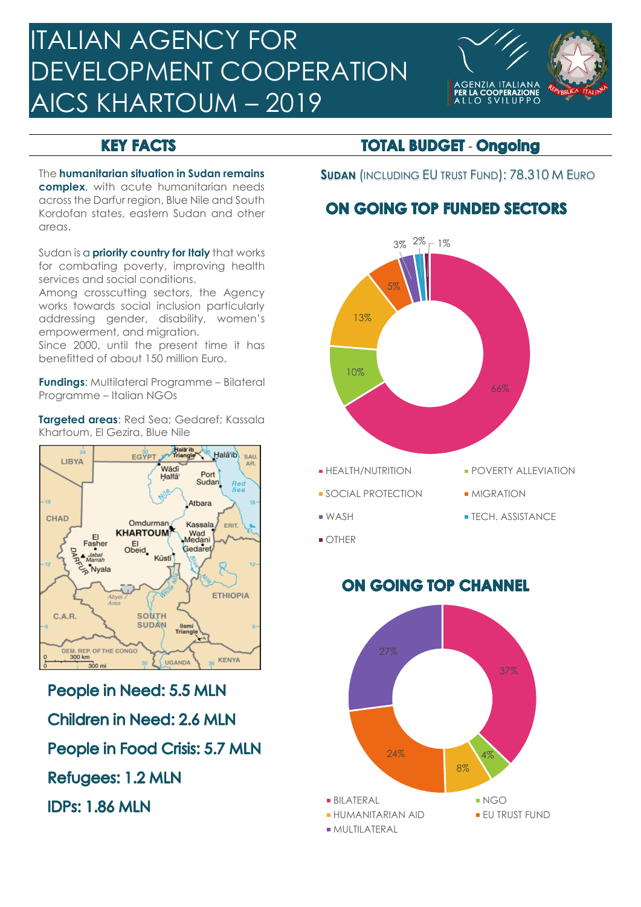# ITALIAN AGENCY FOR DEVELOPMENT COOPERATION AICS KHARTOUM – 2019

AGENZIA ITALIANA PER LA COOPERAZIONE ALLO SVILUPPO

## KEY FACTS

The **humanitarian situation in Sudan remains complex**, with acute humanitarian needs across the Darfur region, Blue Nile and South Kordofan states, eastern Sudan and other areas.

Sudan is a **priority country for Italy** that works for combating poverty, improving health services and social conditions.
Among crosscutting sectors, the Agency works towards social inclusion particularly addressing gender, disability, women's empowerment, and migration.
Since 2000, until the present time it has benefitted of about 150 million Euro.

**Fundings**: Multilateral Programme – Bilateral Programme – Italian NGOs

**Targeted areas**: Red Sea; Gedaref; Kassala Khartoum, El Gezira, Blue Nile

**People in Need: 5.5 MLN**

**Children in Need: 2.6 MLN**

**People in Food Crisis: 5.7 MLN**

**Refugees: 1.2 MLN**

**IDPs: 1.86 MLN**

## TOTAL BUDGET - Ongoing

**SUDAN** (INCLUDING EU TRUST FUND): 78.310 M EURO

### ON GOING TOP FUNDED SECTORS

| Sector | Share |
|---|---|
| HEALTH/NUTRITION | 66% |
| POVERTY ALLEVIATION | 10% |
| SOCIAL PROTECTION | 13% |
| MIGRATION | 5% |
| WASH | 3% |
| TECH. ASSISTANCE | 2% |
| OTHER | 1% |

### ON GOING TOP CHANNEL

| Channel | Share |
|---|---|
| BILATERAL | 37% |
| NGO | 4% |
| HUMANITARIAN AID | 8% |
| EU TRUST FUND | 24% |
| MULTILATERAL | 27% |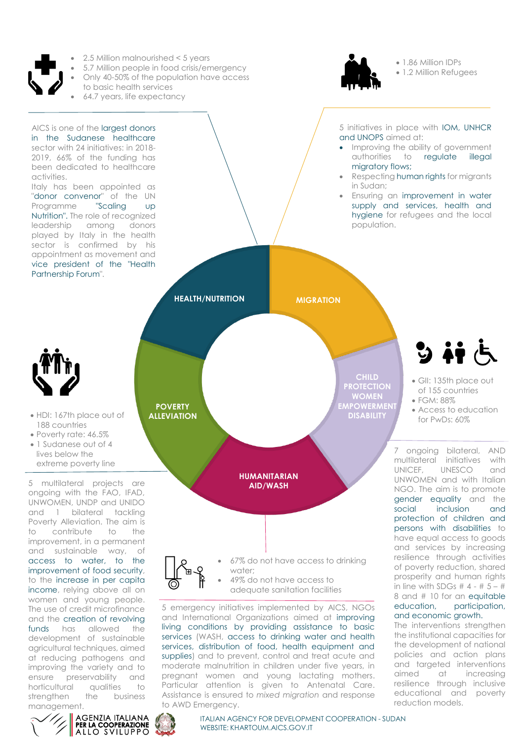- 2.5 Million malnourished < 5 years
- 5.7 Million people in food crisis/emergency
- Only 40-50% of the population have access to basic health services
- 64.7 years, life expectancy

- 1.86 Million IDPs
- 1.2 Million Refugees

AICS is one of the largest donors in the Sudanese healthcare sector with 24 initiatives: in 2018-2019, 66% of the funding has been dedicated to healthcare activities.
Italy has been appointed as "donor convenor" of the UN Programme "Scaling up Nutrition". The role of recognized leadership among donors played by Italy in the health sector is confirmed by his appointment as movement and vice president of the "Health Partnership Forum".

5 initiatives in place with IOM, UNHCR and UNOPS aimed at:

- Improving the ability of government authorities to regulate illegal migratory flows;
- Respecting human rights for migrants in Sudan;
- Ensuring an improvement in water supply and services, health and hygiene for refugees and the local population.

## HEALTH/NUTRITION

## MIGRATION

## CHILD PROTECTION WOMEN EMPOWERMENT DISABILITY

## POVERTY ALLEVIATION

## HUMANITARIAN AID/WASH

- GII: 135th place out of 155 countries
- FGM: 88%
- Access to education for PwDs: 60%

- HDI: 167th place out of 188 countries
- Poverty rate: 46.5%
- 1 Sudanese out of 4 lives below the extreme poverty line

5 multilateral projects are ongoing with the FAO, IFAD, UNWOMEN, UNDP and UNIDO and 1 bilateral tackling Poverty Alleviation. The aim is to contribute to the improvement, in a permanent and sustainable way, of access to water, to the improvement of food security, to the increase in per capita income, relying above all on women and young people. The use of credit microfinance and the creation of revolving funds has allowed the development of sustainable agricultural techniques, aimed at reducing pathogens and improving the variety and to ensure preservability and horticultural qualities to strengthen the business management.

- 67% do not have access to drinking water;
- 49% do not have access to adequate sanitation facilities

5 emergency initiatives implemented by AICS, NGOs and International Organizations aimed at improving living conditions by providing assistance to basic services (WASH, access to drinking water and health services, distribution of food, health equipment and supplies) and to prevent, control and treat acute and moderate malnutrition in children under five years, in pregnant women and young lactating mothers. Particular attention is given to Antenatal Care. Assistance is ensured to *mixed migration* and response to AWD Emergency.

7 ongoing bilateral, AND multilateral initiatives with UNICEF, UNESCO and UNWOMEN and with Italian NGO. The aim is to promote gender equality and the social inclusion and protection of children and persons with disabilities to have equal access to goods and services by increasing resilience through activities of poverty reduction, shared prosperity and human rights in line with SDGs # 4 - # 5 – # 8 and # 10 for an equitable education, participation, and economic growth.
The interventions strengthen the institutional capacities for the development of national policies and action plans and targeted interventions aimed at increasing resilience through inclusive educational and poverty reduction models.

AGENZIA ITALIANA PER LA COOPERAZIONE ALLO SVILUPPO

ITALIAN AGENCY FOR DEVELOPMENT COOPERATION - SUDAN
WEBSITE: KHARTOUM.AICS.GOV.IT